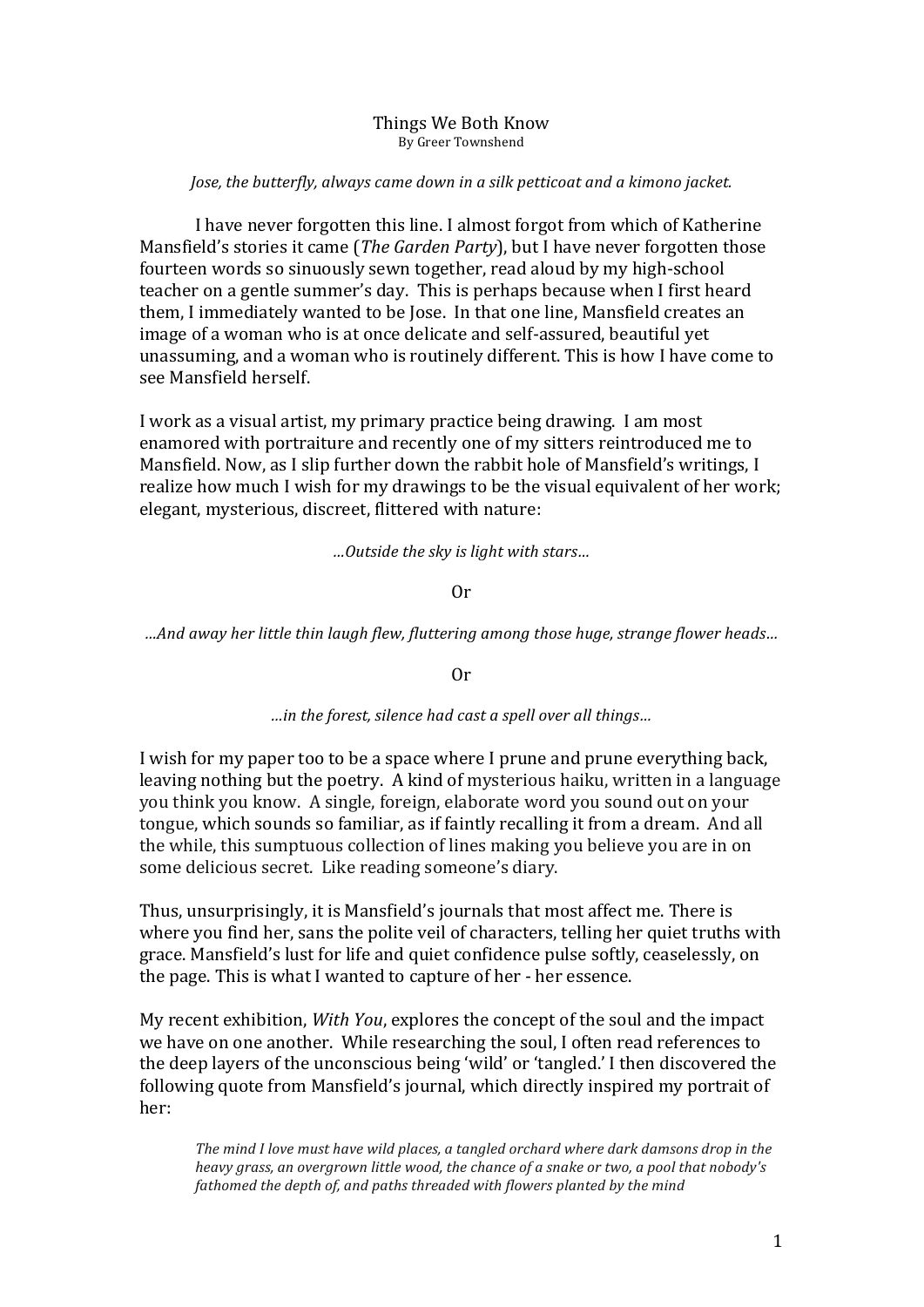# Things We Both Know

By Greer Townshend

*Jose, the butterfly, always came down in a silk petticoat and a kimono jacket.*

I have never forgotten this line. I almost forgot from which of Katherine Mansfield's stories it came (*The Garden Party*), but I have never forgotten those fourteen words so sinuously sewn together, read aloud by my high-school teacher on a gentle summer's day. This is perhaps because when I first heard them, I immediately wanted to be Jose. In that one line, Mansfield creates an image of a woman who is at once delicate and self-assured, beautiful yet unassuming, and a woman who is routinely different. This is how I have come to see Mansfield herself.

I work as a visual artist, my primary practice being drawing. I am most enamored with portraiture and recently one of my sitters reintroduced me to Mansfield. Now, as I slip further down the rabbit hole of Mansfield's writings, I realize how much I wish for my drawings to be the visual equivalent of her work; elegant, mysterious, discreet, flittered with nature:

*…Outside the sky is light with stars…*

Or

*…And away her little thin laugh flew, fluttering among those huge, strange flower heads…*

Or

*…in the forest, silence had cast a spell over all things…*

I wish for my paper too to be a space where I prune and prune everything back, leaving nothing but the poetry. A kind of mysterious haiku, written in a language you think you know. A single, foreign, elaborate word you sound out on your tongue, which sounds so familiar, as if faintly recalling it from a dream. And all the while, this sumptuous collection of lines making you believe you are in on some delicious secret. Like reading someone's diary.

Thus, unsurprisingly, it is Mansfield's journals that most affect me. There is where you find her, sans the polite veil of characters, telling her quiet truths with grace. Mansfield's lust for life and quiet confidence pulse softly, ceaselessly, on the page. This is what I wanted to capture of her - her essence.

My recent exhibition, *With You*, explores the concept of the soul and the impact we have on one another. While researching the soul, I often read references to the deep layers of the unconscious being 'wild' or 'tangled.' I then discovered the following quote from Mansfield's journal, which directly inspired my portrait of her:

> *The mind I love must have wild places, a tangled orchard where dark damsons drop in the heavy grass, an overgrown little wood, the chance of a snake or two, a pool that nobody's fathomed the depth of, and paths threaded with flowers planted by the mind*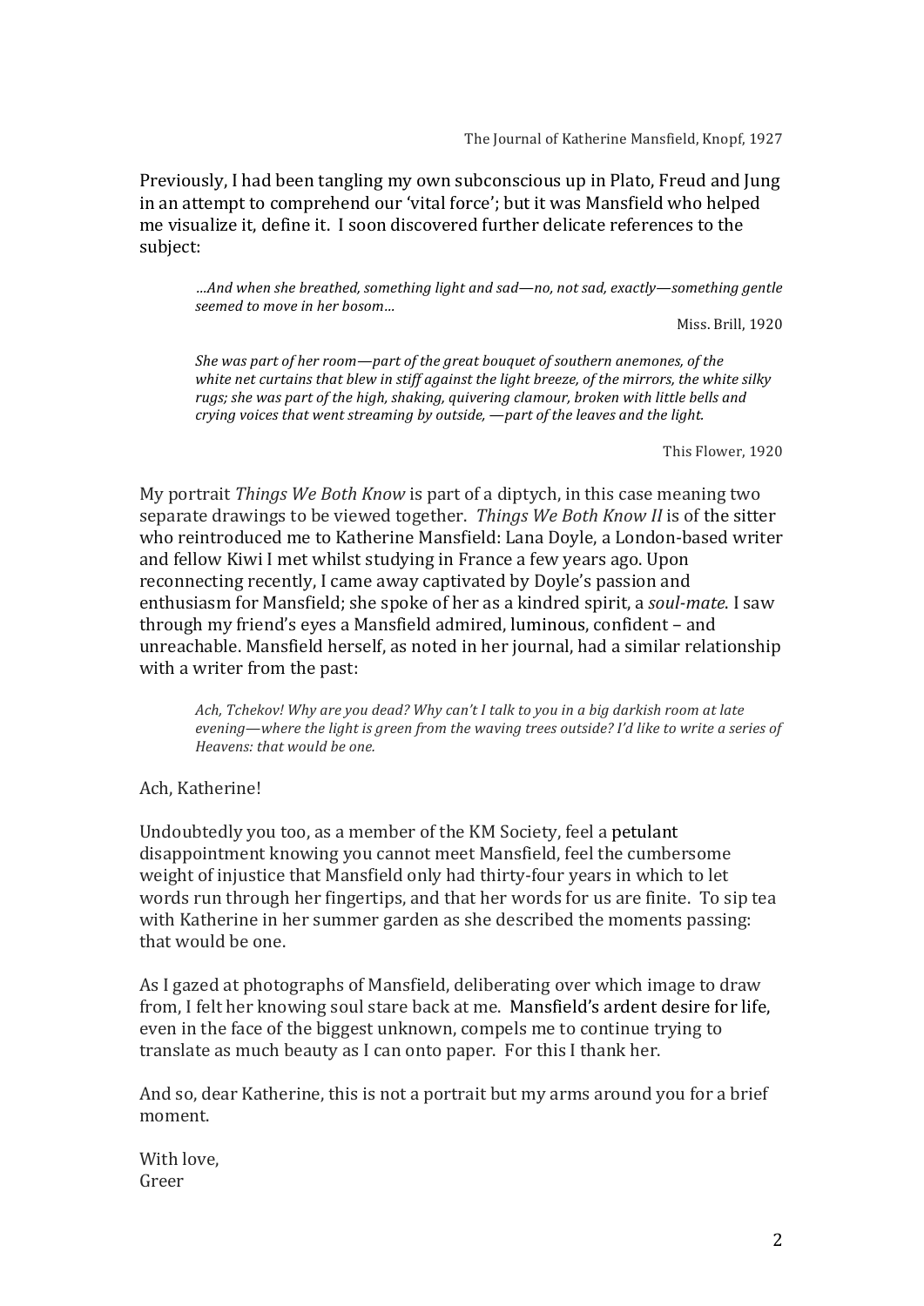The Journal of Katherine Mansfield, Knopf, 1927

Previously, I had been tangling my own subconscious up in Plato, Freud and Jung in an attempt to comprehend our 'vital force'; but it was Mansfield who helped me visualize it, define it. I soon discovered further delicate references to the subject:

> *…And when she breathed, something light and sad—no, not sad, exactly—something gentle seemed to move in her bosom…*
>
> Miss. Brill, 1920

> *She was part of her room—part of the great bouquet of southern anemones, of the white net curtains that blew in stiff against the light breeze, of the mirrors, the white silky rugs; she was part of the high, shaking, quivering clamour, broken with little bells and crying voices that went streaming by outside, —part of the leaves and the light.*
>
> This Flower, 1920

My portrait *Things We Both Know* is part of a diptych, in this case meaning two separate drawings to be viewed together. *Things We Both Know II* is of the sitter who reintroduced me to Katherine Mansfield: Lana Doyle, a London-based writer and fellow Kiwi I met whilst studying in France a few years ago. Upon reconnecting recently, I came away captivated by Doyle's passion and enthusiasm for Mansfield; she spoke of her as a kindred spirit, a *soul-mate*. I saw through my friend's eyes a Mansfield admired, luminous, confident – and unreachable. Mansfield herself, as noted in her journal, had a similar relationship with a writer from the past:

> *Ach, Tchekov! Why are you dead? Why can't I talk to you in a big darkish room at late evening—where the light is green from the waving trees outside? I'd like to write a series of Heavens: that would be one.*

Ach, Katherine!

Undoubtedly you too, as a member of the KM Society, feel a petulant disappointment knowing you cannot meet Mansfield, feel the cumbersome weight of injustice that Mansfield only had thirty-four years in which to let words run through her fingertips, and that her words for us are finite. To sip tea with Katherine in her summer garden as she described the moments passing: that would be one.

As I gazed at photographs of Mansfield, deliberating over which image to draw from, I felt her knowing soul stare back at me. Mansfield's ardent desire for life, even in the face of the biggest unknown, compels me to continue trying to translate as much beauty as I can onto paper. For this I thank her.

And so, dear Katherine, this is not a portrait but my arms around you for a brief moment.

With love,
Greer